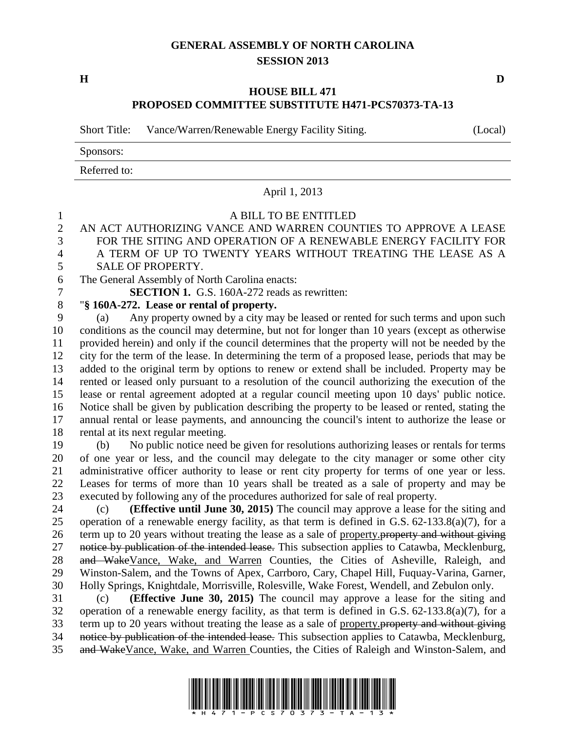# GENERAL ASSEMBLY OF NORTH CAROLINA
## SESSION 2013

**H** **D**

## HOUSE BILL 471
## PROPOSED COMMITTEE SUBSTITUTE H471-PCS70373-TA-13

Short Title: Vance/Warren/Renewable Energy Facility Siting. (Local)

Sponsors:

Referred to:

April 1, 2013

A BILL TO BE ENTITLED

AN ACT AUTHORIZING VANCE AND WARREN COUNTIES TO APPROVE A LEASE FOR THE SITING AND OPERATION OF A RENEWABLE ENERGY FACILITY FOR A TERM OF UP TO TWENTY YEARS WITHOUT TREATING THE LEASE AS A SALE OF PROPERTY.

The General Assembly of North Carolina enacts:

**SECTION 1.** G.S. 160A-272 reads as rewritten:

"**§ 160A-272. Lease or rental of property.**

(a) Any property owned by a city may be leased or rented for such terms and upon such conditions as the council may determine, but not for longer than 10 years (except as otherwise provided herein) and only if the council determines that the property will not be needed by the city for the term of the lease. In determining the term of a proposed lease, periods that may be added to the original term by options to renew or extend shall be included. Property may be rented or leased only pursuant to a resolution of the council authorizing the execution of the lease or rental agreement adopted at a regular council meeting upon 10 days' public notice. Notice shall be given by publication describing the property to be leased or rented, stating the annual rental or lease payments, and announcing the council's intent to authorize the lease or rental at its next regular meeting.

(b) No public notice need be given for resolutions authorizing leases or rentals for terms of one year or less, and the council may delegate to the city manager or some other city administrative officer authority to lease or rent city property for terms of one year or less. Leases for terms of more than 10 years shall be treated as a sale of property and may be executed by following any of the procedures authorized for sale of real property.

(c) **(Effective until June 30, 2015)** The council may approve a lease for the siting and operation of a renewable energy facility, as that term is defined in G.S. 62-133.8(a)(7), for a term up to 20 years without treating the lease as a sale of <u>property.</u>~~property and without giving notice by publication of the intended lease.~~ This subsection applies to Catawba, Mecklenburg, ~~and Wake~~<u>Vance, Wake, and Warren</u> Counties, the Cities of Asheville, Raleigh, and Winston-Salem, and the Towns of Apex, Carrboro, Cary, Chapel Hill, Fuquay-Varina, Garner, Holly Springs, Knightdale, Morrisville, Rolesville, Wake Forest, Wendell, and Zebulon only.

(c) **(Effective June 30, 2015)** The council may approve a lease for the siting and operation of a renewable energy facility, as that term is defined in G.S. 62-133.8(a)(7), for a term up to 20 years without treating the lease as a sale of <u>property.</u>~~property and without giving notice by publication of the intended lease.~~ This subsection applies to Catawba, Mecklenburg, ~~and Wake~~<u>Vance, Wake, and Warren</u> Counties, the Cities of Raleigh and Winston-Salem, and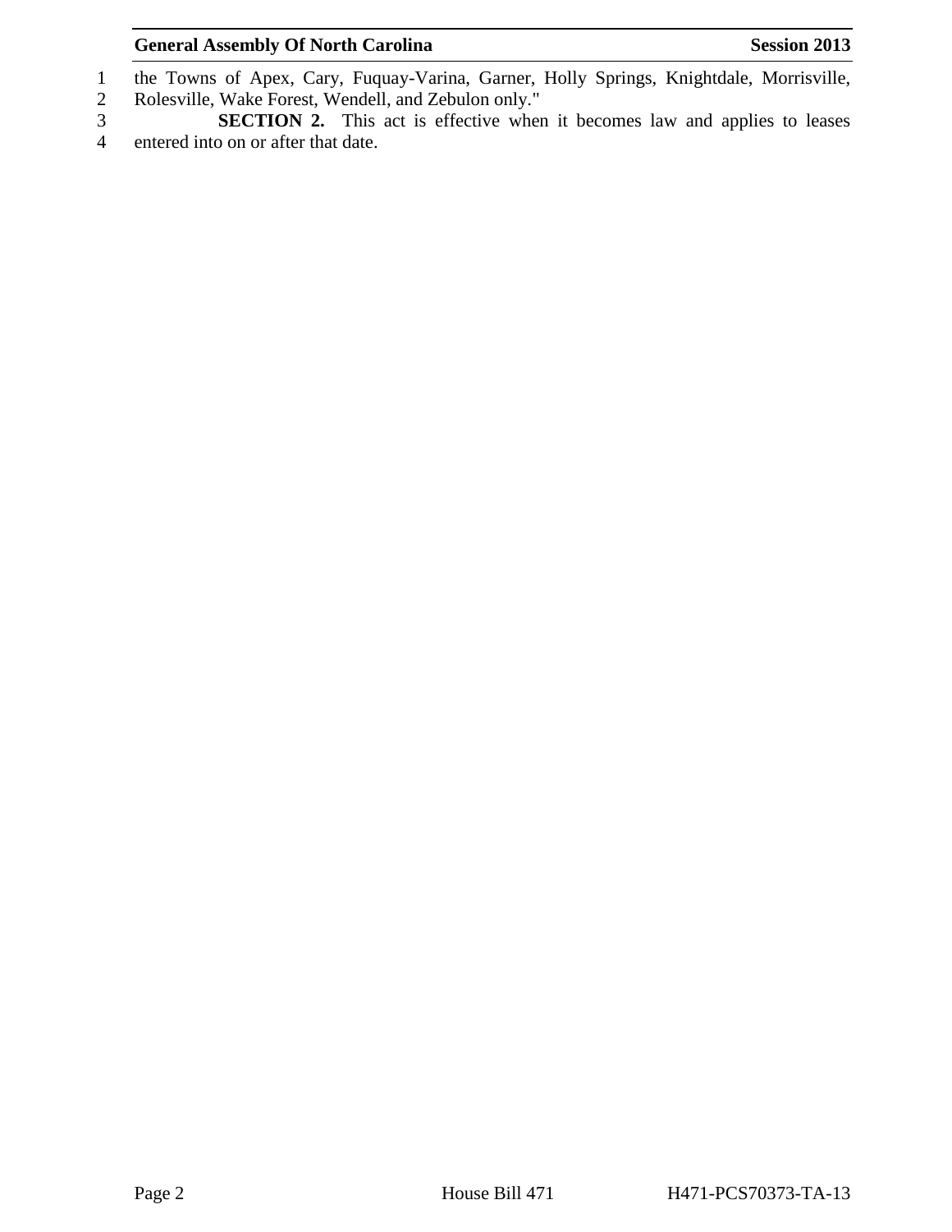the Towns of Apex, Cary, Fuquay-Varina, Garner, Holly Springs, Knightdale, Morrisville, Rolesville, Wake Forest, Wendell, and Zebulon only."

**SECTION 2.** This act is effective when it becomes law and applies to leases entered into on or after that date.